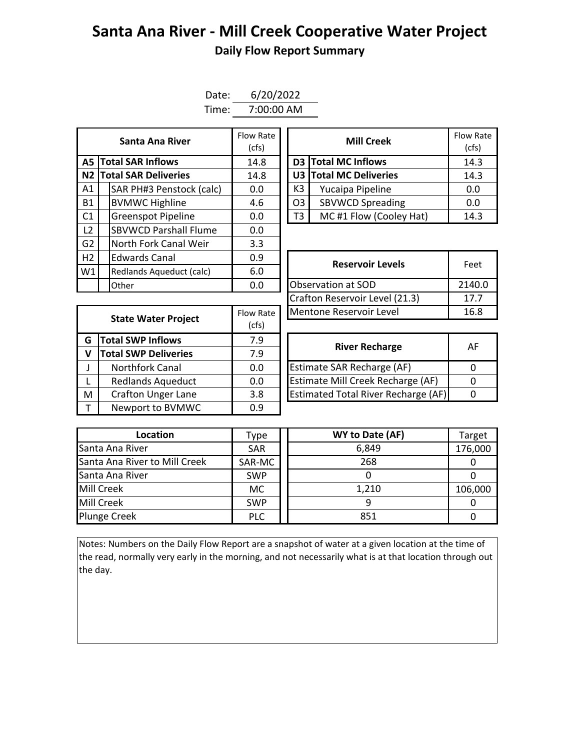# Santa Ana River - Mill Creek Cooperative Water Project

## Daily Flow Report Summary

Date: 6/20/2022
Time: 7:00:00 AM

| | Santa Ana River | Flow Rate (cfs) |
|---|---|---|
| **A5** | **Total SAR Inflows** | 14.8 |
| **N2** | **Total SAR Deliveries** | 14.8 |
| A1 | SAR PH#3 Penstock (calc) | 0.0 |
| B1 | BVMWC Highline | 4.6 |
| C1 | Greenspot Pipeline | 0.0 |
| L2 | SBVWCD Parshall Flume | 0.0 |
| G2 | North Fork Canal Weir | 3.3 |
| H2 | Edwards Canal | 0.9 |
| W1 | Redlands Aqueduct (calc) | 6.0 |
| | Other | 0.0 |

| | Mill Creek | Flow Rate (cfs) |
|---|---|---|
| **D3** | **Total MC Inflows** | 14.3 |
| **U3** | **Total MC Deliveries** | 14.3 |
| K3 | Yucaipa Pipeline | 0.0 |
| O3 | SBVWCD Spreading | 0.0 |
| T3 | MC #1 Flow (Cooley Hat) | 14.3 |

| Reservoir Levels | Feet |
|---|---|
| Observation at SOD | 2140.0 |
| Crafton Reservoir Level (21.3) | 17.7 |
| Mentone Reservoir Level | 16.8 |

| | State Water Project | Flow Rate (cfs) |
|---|---|---|
| **G** | **Total SWP Inflows** | 7.9 |
| **V** | **Total SWP Deliveries** | 7.9 |
| J | Northfork Canal | 0.0 |
| L | Redlands Aqueduct | 0.0 |
| M | Crafton Unger Lane | 3.8 |
| T | Newport to BVMWC | 0.9 |

| River Recharge | AF |
|---|---|
| Estimate SAR Recharge (AF) | 0 |
| Estimate Mill Creek Recharge (AF) | 0 |
| Estimated Total River Recharge (AF) | 0 |

| Location | Type | WY to Date (AF) | Target |
|---|---|---|---|
| Santa Ana River | SAR | 6,849 | 176,000 |
| Santa Ana River to Mill Creek | SAR-MC | 268 | 0 |
| Santa Ana River | SWP | 0 | 0 |
| Mill Creek | MC | 1,210 | 106,000 |
| Mill Creek | SWP | 9 | 0 |
| Plunge Creek | PLC | 851 | 0 |

Notes: Numbers on the Daily Flow Report are a snapshot of water at a given location at the time of the read, normally very early in the morning, and not necessarily what is at that location through out the day.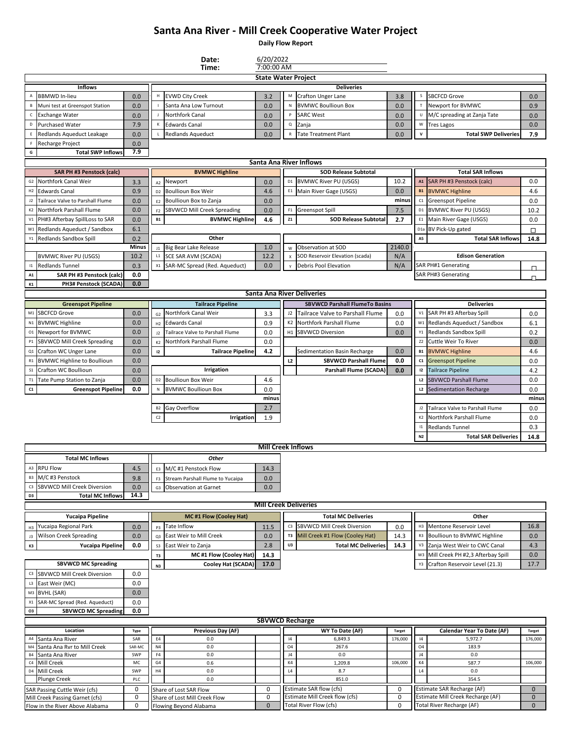# Santa Ana River - Mill Creek Cooperative Water Project

**Daily Flow Report**

**Date:** 6/20/2022
**Time:** 7:00:00 AM

## State Water Project

| | Inflows | | | Deliveries | | | | | | | |
|---|---|---|---|---|---|---|---|---|---|---|---|
| A | BBMWD In-lieu | 0.0 | H | EVWD City Creek | 3.2 | M | Crafton Unger Lane | 3.8 | S | SBCFCD Grove | 0.0 |
| B | Muni test at Greenspot Station | 0.0 | I | Santa Ana Low Turnout | 0.0 | N | BVMWC Boullioun Box | 0.0 | T | Newport for BVMWC | 0.9 |
| C | Exchange Water | 0.0 | J | Northfork Canal | 0.0 | P | SARC West | 0.0 | U | M/C spreading at Zanja Tate | 0.0 |
| D | Purchased Water | 7.9 | K | Edwards Canal | 0.0 | Q | Zanja | 0.0 | W | Tres Lagos | 0.0 |
| E | Redlands Aqueduct Leakage | 0.0 | L | Redlands Aqueduct | 0.0 | R | Tate Treatment Plant | 0.0 | V | **Total SWP Deliveries** | **7.9** |
| F | Recharge Project | 0.0 | | | | | | | | | |
| G | **Total SWP Inflows** | **7.9** | | | | | | | | | |

## Santa Ana River Inflows

| | SAR PH #3 Penstock (calc) | | | BVMWC Highline | | | SOD Release Subtotal | | | Total SAR Inflows | |
|---|---|---|---|---|---|---|---|---|---|---|---|
| G2 | Northfork Canal Weir | 3.3 | A2 | Newport | 0.0 | D1 | BVMWC River PU (USGS) | 10.2 | A1 | SAR PH #3 Penstock (calc) | 0.0 |
| H2 | Edwards Canal | 0.9 | D2 | Boullioun Box Weir | 4.6 | E1 | Main River Gage (USGS) | 0.0 | B1 | BVMWC Highline | 4.6 |
| J2 | Tailrace Valve to Parshall Flume | 0.0 | E2 | Boullioun Box to Zanja | 0.0 | | | minus | C1 | Greenspot Pipeline | 0.0 |
| K2 | Northfork Parshall Flume | 0.0 | F2 | SBVWCD Mill Creek Spreading | 0.0 | F1 | Greenspot Spill | 7.5 | D1 | BVMWC River PU (USGS) | 10.2 |
| V1 | PH#3 Afterbay SpillLoss to SAR | 0.0 | B1 | **BVMWC Highline** | **4.6** | Z1 | **SOD Release Subtotal** | **2.7** | E1 | Main River Gage (USGS) | 0.0 |
| W1 | Redlands Aqueduct / Sandbox | 6.1 | | | | | | | D1a | BV Pick-Up gated | ☐ |
| Y1 | Redlands Sandbox Spill | 0.2 | | **Other** | | | | | A5 | **Total SAR Inflows** | **14.8** |
| | | **Minus** | J1 | Big Bear Lake Release | 1.0 | W | Observation at SOD | 2140.0 | | | |
| | BVMWC River PU (USGS) | 10.2 | L1 | SCE SAR AVM (SCADA) | 12.2 | X | SOD Reservoir Elevation (scada) | N/A | | **Edison Generation** | |
| I1 | Redlands Tunnel | 0.3 | X1 | SAR-MC Spread (Red. Aqueduct) | 0.0 | Y | Debris Pool Elevation | N/A | | SAR PH#1 Generating | ☐ |
| A1 | **SAR PH #3 Penstock (calc)** | **0.0** | | | | | | | | SAR PH#3 Generating | ☐ |
| K1 | **PH3# Penstock (SCADA)** | **0.0** | | | | | | | | | |

## Santa Ana River Deliveries

| | Greenspot Pipeline | | | Tailrace Pipeline | | | SBVWCD Parshall FlumeTo Basins | | | Deliveries | |
|---|---|---|---|---|---|---|---|---|---|---|---|
| M1 | SBCFCD Grove | 0.0 | G2 | Northfork Canal Weir | 3.3 | J2 | Tailrace Valve to Parshall Flume | 0.0 | V1 | SAR PH #3 Afterbay Spill | 0.0 |
| N1 | BVMWC Highline | 0.0 | H2 | Edwards Canal | 0.9 | K2 | Northfork Parshall Flume | 0.0 | W1 | Redlands Aqueduct / Sandbox | 6.1 |
| O1 | Newport for BVMWC | 0.0 | J2 | Tailrace Valve to Parshall Flume | 0.0 | H1 | SBVWCD Diversion | 0.0 | Y1 | Redlands Sandbox Spill | 0.2 |
| P1 | SBVWCD Mill Creek Spreading | 0.0 | K2 | Northfork Parshall Flume | 0.0 | | | | Z2 | Cuttle Weir To River | 0.0 |
| Q1 | Crafton WC Unger Lane | 0.0 | I2 | **Tailrace Pipeline** | **4.2** | | Sedimentation Basin Recharge | 0.0 | B1 | BVMWC Highline | 4.6 |
| R1 | BVMWC Highline to Boullioun | 0.0 | | | | L2 | **SBVWCD Parshall Flume** | **0.0** | C1 | Greenspot Pipeline | 0.0 |
| S1 | Crafton WC Boullioun | 0.0 | | **Irrigation** | | | **Parshall Flume (SCADA)** | **0.0** | I2 | Tailrace Pipeline | 4.2 |
| T1 | Tate Pump Station to Zanja | 0.0 | D2 | Boullioun Box Weir | 4.6 | | | | L2 | SBVWCD Parshall Flume | 0.0 |
| C1 | **Greenspot Pipeline** | **0.0** | N | BVMWC Boullioun Box | 0.0 | | | | L2 | Sedimentation Recharge | 0.0 |
| | | | | | minus | | | | | | minus |
| | | | B2 | Gay Overflow | 2.7 | | | | J2 | Tailrace Valve to Parshall Flume | 0.0 |
| | | | C2 | **Irrigation** | 1.9 | | | | K2 | Northfork Parshall Flume | 0.0 |
| | | | | | | | | | I1 | Redlands Tunnel | 0.3 |
| | | | | | | | | | N2 | **Total SAR Deliveries** | **14.8** |

## Mill Creek Inflows

| | Total MC Inflows | | | *Other* | |
|---|---|---|---|---|---|
| A3 | RPU Flow | 4.5 | E3 | M/C #1 Penstock Flow | 14.3 |
| B3 | M/C #3 Penstock | 9.8 | F3 | Stream Parshall Flume to Yucaipa | 0.0 |
| C3 | SBVWCD Mill Creek Diversion | 0.0 | G3 | Observation at Garnet | 0.0 |
| D3 | **Total MC Inflows** | **14.3** | | | |

## Mill Creek Deliveries

| | Yucaipa Pipeline | | | MC #1 Flow (Cooley Hat) | | | Total MC Deliveries | | | Other | |
|---|---|---|---|---|---|---|---|---|---|---|---|
| H3 | Yucaipa Regional Park | 0.0 | P3 | Tate Inflow | 11.5 | C3 | SBVWCD Mill Creek Diversion | 0.0 | H3 | Mentone Reservoir Level | 16.8 |
| J3 | Wilson Creek Spreading | 0.0 | Q3 | East Weir to Mill Creek | 0.0 | T3 | Mill Creek #1 Flow (Cooley Hat) | 14.3 | R3 | Boullioun to BVMWC Highline | 0.0 |
| K3 | **Yucaipa Pipeline** | **0.0** | S3 | East Weir to Zanja | 2.8 | U3 | **Total MC Deliveries** | **14.3** | V3 | Zanja West Weir to CWC Canal | 4.3 |
| | | | T3 | **MC #1 Flow (Cooley Hat)** | **14.3** | | | | W3 | Mill Creek PH #2,3 Afterbay Spill | 0.0 |
| | **SBVWCD MC Spreading** | | N3 | **Cooley Hat (SCADA)** | **17.0** | | | | Y3 | Crafton Reservoir Level (21.3) | 17.7 |
| C3 | SBVWCD Mill Creek Diversion | 0.0 | | | | | | | | | |
| L3 | East Weir (MC) | 0.0 | | | | | | | | | |
| M3 | BVHL (SAR) | 0.0 | | | | | | | | | |
| X1 | SAR-MC Spread (Red. Aqueduct) | 0.0 | | | | | | | | | |
| O3 | **SBVWCD MC Spreading** | **0.0** | | | | | | | | | |

## SBVWCD Recharge

| | Location | Type | | Previous Day (AF) | | | WY To Date (AF) | Target | | Calendar Year To Date (AF) | Target |
|---|---|---|---|---|---|---|---|---|---|---|---|
| A4 | Santa Ana River | SAR | E4 | 0.0 | | I4 | 6,849.3 | 176,000 | I4 | 5,972.7 | 176,000 |
| M4 | Santa Ana Rvr to Mill Creek | SAR-MC | N4 | 0.0 | | O4 | 267.6 | | O4 | 183.9 | |
| B4 | Santa Ana River | SWP | F4 | 0.0 | | J4 | 0.0 | | J4 | 0.0 | |
| C4 | Mill Creek | MC | G4 | 0.6 | | K4 | 1,209.8 | 106,000 | K4 | 587.7 | 106,000 |
| D4 | Mill Creek | SWP | H4 | 0.0 | | L4 | 8.7 | | L4 | 0.0 | |
| | Plunge Creek | PLC | | 0.0 | | | 851.0 | | | 354.5 | |

| | | | | | | | |
|---|---|---|---|---|---|---|---|
| SAR Passing Cuttle Weir (cfs) | 0 | Share of Lost SAR Flow | 0 | Estimate SAR flow (cfs) | 0 | Estimate SAR Recharge (AF) | 0 |
| Mill Creek Passing Garnet (cfs) | 0 | Share of Lost Mill Creek Flow | 0 | Estimate Mill Creek flow (cfs) | 0 | Estimate Mill Creek Recharge (AF) | 0 |
| Flow in the River Above Alabama | 0 | Flowing Beyond Alabama | 0 | Total River Flow (cfs) | 0 | Total River Recharge (AF) | 0 |